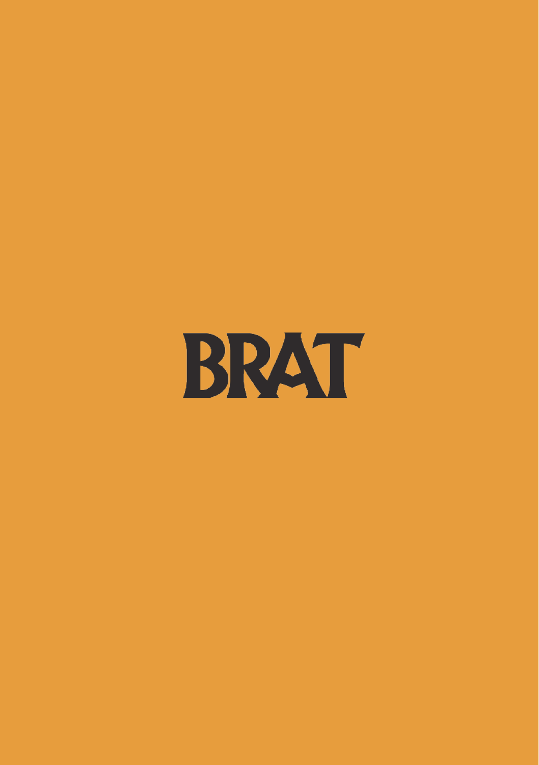# BRAT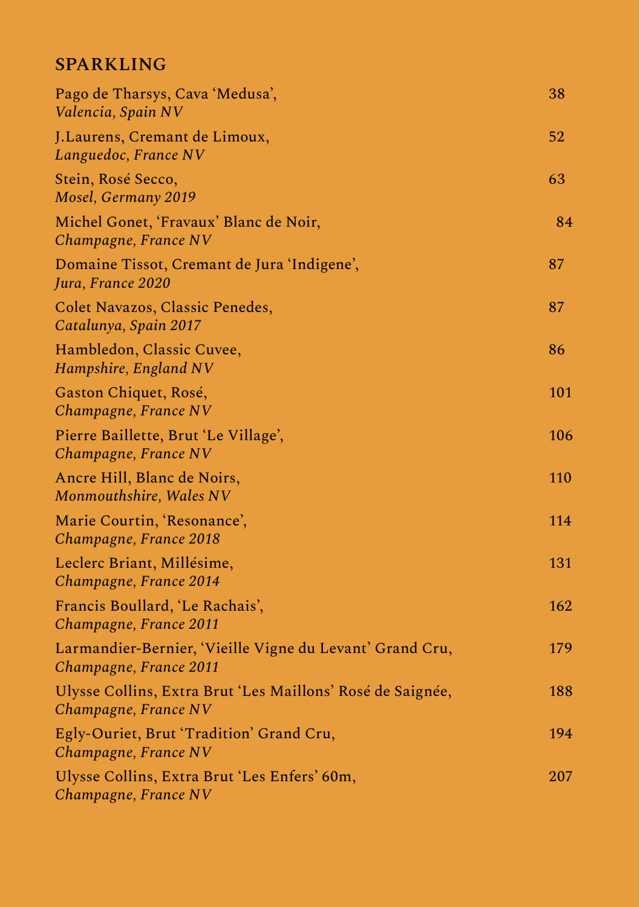## SPARKLING

Pago de Tharsys, Cava 'Medusa',
*Valencia, Spain NV* 38

J.Laurens, Cremant de Limoux,
*Languedoc, France NV* 52

Stein, Rosé Secco,
*Mosel, Germany 2019* 63

Michel Gonet, 'Fravaux' Blanc de Noir,
*Champagne, France NV* 84

Domaine Tissot, Cremant de Jura 'Indigene',
*Jura, France 2020* 87

Colet Navazos, Classic Penedes,
*Catalunya, Spain 2017* 87

Hambledon, Classic Cuvee,
*Hampshire, England NV* 86

Gaston Chiquet, Rosé,
*Champagne, France NV* 101

Pierre Baillette, Brut 'Le Village',
*Champagne, France NV* 106

Ancre Hill, Blanc de Noirs,
*Monmouthshire, Wales NV* 110

Marie Courtin, 'Resonance',
*Champagne, France 2018* 114

Leclerc Briant, Millésime,
*Champagne, France 2014* 131

Francis Boullard, 'Le Rachais',
*Champagne, France 2011* 162

Larmandier-Bernier, 'Vieille Vigne du Levant' Grand Cru,
*Champagne, France 2011* 179

Ulysse Collins, Extra Brut 'Les Maillons' Rosé de Saignée,
*Champagne, France NV* 188

Egly-Ouriet, Brut 'Tradition' Grand Cru,
*Champagne, France NV* 194

Ulysse Collins, Extra Brut 'Les Enfers' 60m,
*Champagne, France NV* 207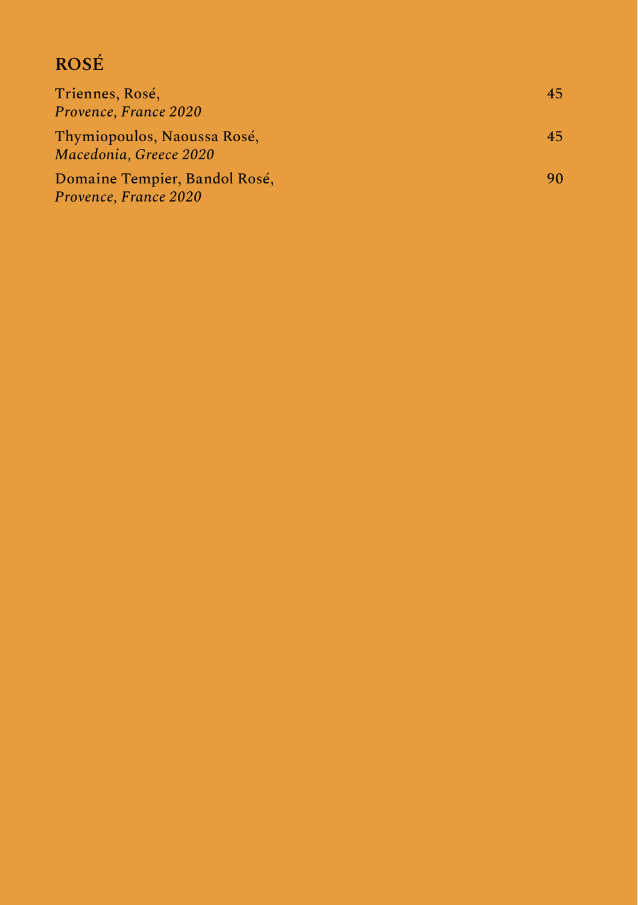## ROSÉ

Triennes, Rosé, 45
*Provence, France 2020*

Thymiopoulos, Naoussa Rosé, 45
*Macedonia, Greece 2020*

Domaine Tempier, Bandol Rosé, 90
*Provence, France 2020*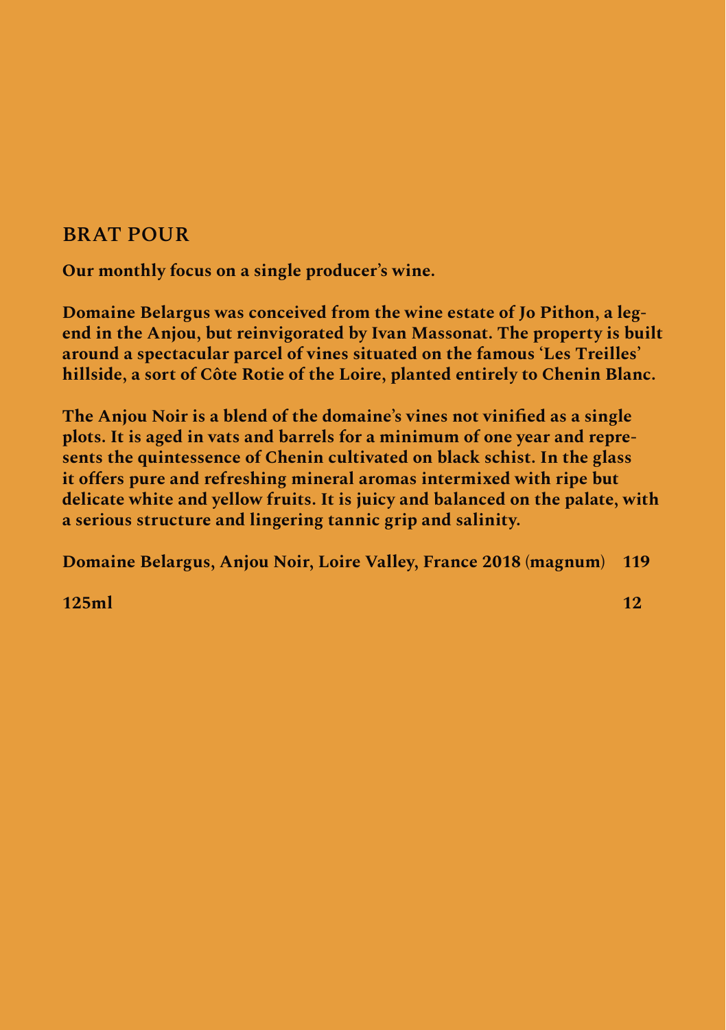## BRAT POUR

**Our monthly focus on a single producer's wine.**

**Domaine Belargus was conceived from the wine estate of Jo Pithon, a legend in the Anjou, but reinvigorated by Ivan Massonat. The property is built around a spectacular parcel of vines situated on the famous 'Les Treilles' hillside, a sort of Côte Rotie of the Loire, planted entirely to Chenin Blanc.**

**The Anjou Noir is a blend of the domaine's vines not vinified as a single plots. It is aged in vats and barrels for a minimum of one year and represents the quintessence of Chenin cultivated on black schist. In the glass it offers pure and refreshing mineral aromas intermixed with ripe but delicate white and yellow fruits. It is juicy and balanced on the palate, with a serious structure and lingering tannic grip and salinity.**

| | |
|---|---|
| **Domaine Belargus, Anjou Noir, Loire Valley, France 2018 (magnum)** | **119** |
| **125ml** | **12** |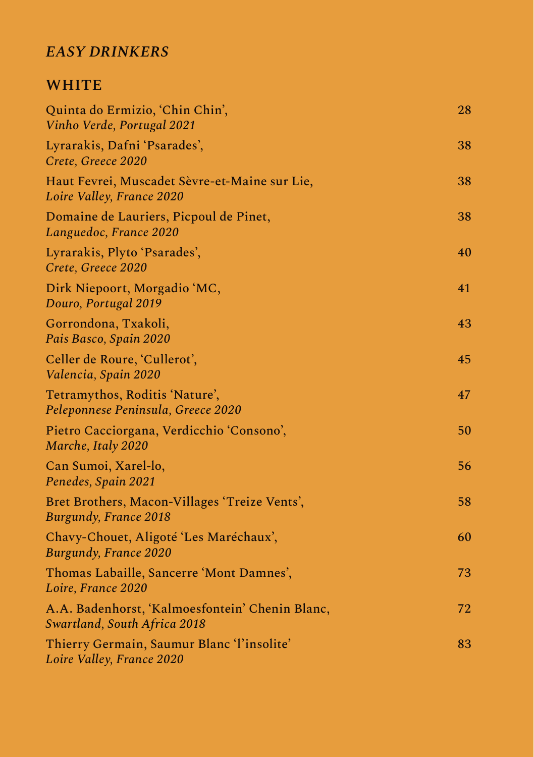## *EASY DRINKERS*

### WHITE

| | |
|---|---|
| Quinta do Ermizio, 'Chin Chin',<br>*Vinho Verde, Portugal 2021* | 28 |
| Lyrarakis, Dafni 'Psarades',<br>*Crete, Greece 2020* | 38 |
| Haut Fevrei, Muscadet Sèvre-et-Maine sur Lie,<br>*Loire Valley, France 2020* | 38 |
| Domaine de Lauriers, Picpoul de Pinet,<br>*Languedoc, France 2020* | 38 |
| Lyrarakis, Plyto 'Psarades',<br>*Crete, Greece 2020* | 40 |
| Dirk Niepoort, Morgadio 'MC,<br>*Douro, Portugal 2019* | 41 |
| Gorrondona, Txakoli,<br>*Pais Basco, Spain 2020* | 43 |
| Celler de Roure, 'Cullerot',<br>*Valencia, Spain 2020* | 45 |
| Tetramythos, Roditis 'Nature',<br>*Peleponnese Peninsula, Greece 2020* | 47 |
| Pietro Cacciorgana, Verdicchio 'Consono',<br>*Marche, Italy 2020* | 50 |
| Can Sumoi, Xarel-lo,<br>*Penedes, Spain 2021* | 56 |
| Bret Brothers, Macon-Villages 'Treize Vents',<br>*Burgundy, France 2018* | 58 |
| Chavy-Chouet, Aligoté 'Les Maréchaux',<br>*Burgundy, France 2020* | 60 |
| Thomas Labaille, Sancerre 'Mont Damnes',<br>*Loire, France 2020* | 73 |
| A.A. Badenhorst, 'Kalmoesfontein' Chenin Blanc,<br>*Swartland, South Africa 2018* | 72 |
| Thierry Germain, Saumur Blanc 'l'insolite'<br>*Loire Valley, France 2020* | 83 |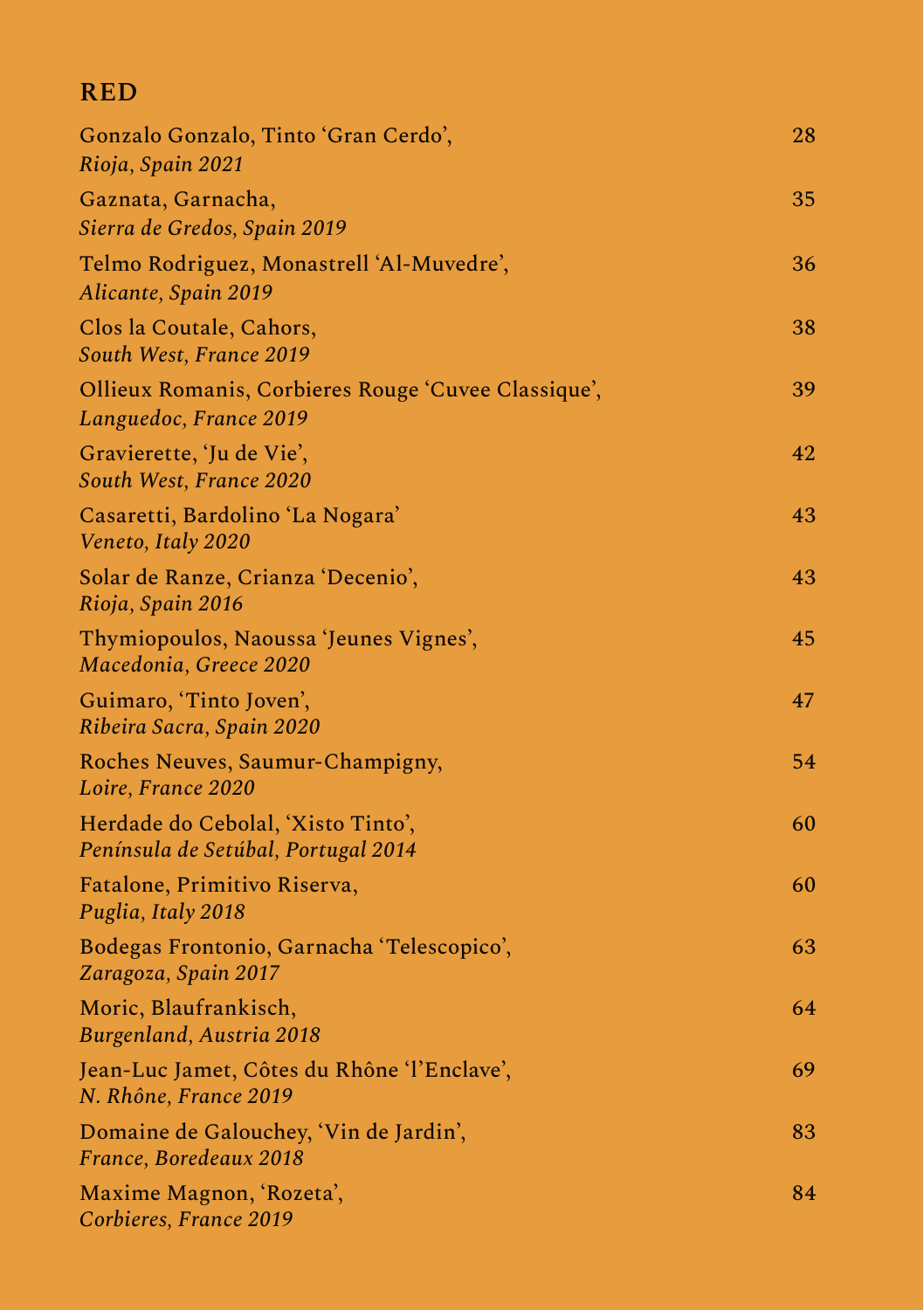## RED

| | |
|---|---|
| Gonzalo Gonzalo, Tinto 'Gran Cerdo',<br>*Rioja, Spain 2021* | 28 |
| Gaznata, Garnacha,<br>*Sierra de Gredos, Spain 2019* | 35 |
| Telmo Rodriguez, Monastrell 'Al-Muvedre',<br>*Alicante, Spain 2019* | 36 |
| Clos la Coutale, Cahors,<br>*South West, France 2019* | 38 |
| Ollieux Romanis, Corbieres Rouge 'Cuvee Classique',<br>*Languedoc, France 2019* | 39 |
| Gravierette, 'Ju de Vie',<br>*South West, France 2020* | 42 |
| Casaretti, Bardolino 'La Nogara'<br>*Veneto, Italy 2020* | 43 |
| Solar de Ranze, Crianza 'Decenio',<br>*Rioja, Spain 2016* | 43 |
| Thymiopoulos, Naoussa 'Jeunes Vignes',<br>*Macedonia, Greece 2020* | 45 |
| Guimaro, 'Tinto Joven',<br>*Ribeira Sacra, Spain 2020* | 47 |
| Roches Neuves, Saumur-Champigny,<br>*Loire, France 2020* | 54 |
| Herdade do Cebolal, 'Xisto Tinto',<br>*Península de Setúbal, Portugal 2014* | 60 |
| Fatalone, Primitivo Riserva,<br>*Puglia, Italy 2018* | 60 |
| Bodegas Frontonio, Garnacha 'Telescopico',<br>*Zaragoza, Spain 2017* | 63 |
| Moric, Blaufrankisch,<br>*Burgenland, Austria 2018* | 64 |
| Jean-Luc Jamet, Côtes du Rhône 'l'Enclave',<br>*N. Rhône, France 2019* | 69 |
| Domaine de Galouchey, 'Vin de Jardin',<br>*France, Boredeaux 2018* | 83 |
| Maxime Magnon, 'Rozeta',<br>*Corbieres, France 2019* | 84 |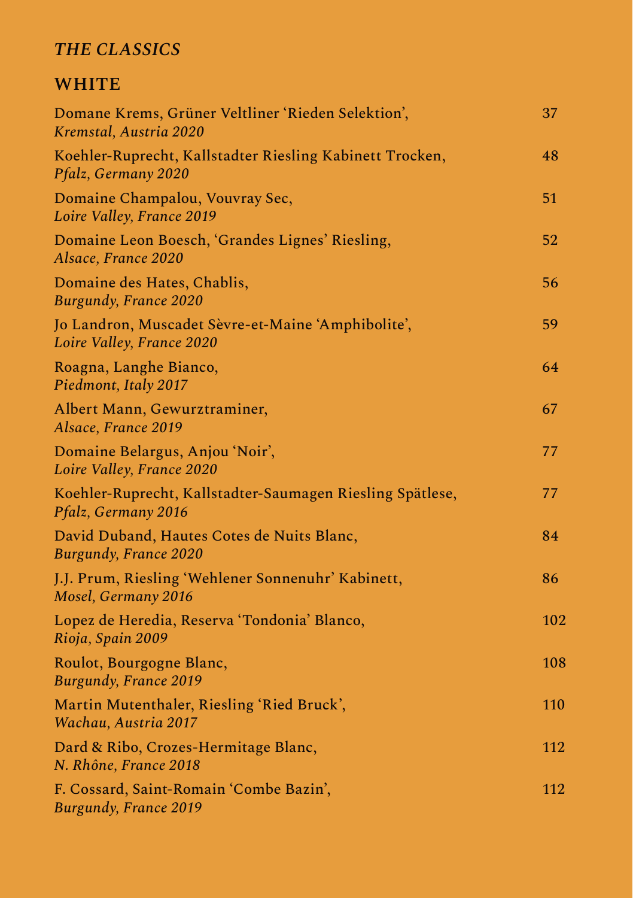## *THE CLASSICS*

### WHITE

| | |
|---|---|
| Domane Krems, Grüner Veltliner 'Rieden Selektion',<br>*Kremstal, Austria 2020* | 37 |
| Koehler-Ruprecht, Kallstadter Riesling Kabinett Trocken,<br>*Pfalz, Germany 2020* | 48 |
| Domaine Champalou, Vouvray Sec,<br>*Loire Valley, France 2019* | 51 |
| Domaine Leon Boesch, 'Grandes Lignes' Riesling,<br>*Alsace, France 2020* | 52 |
| Domaine des Hates, Chablis,<br>*Burgundy, France 2020* | 56 |
| Jo Landron, Muscadet Sèvre-et-Maine 'Amphibolite',<br>*Loire Valley, France 2020* | 59 |
| Roagna, Langhe Bianco,<br>*Piedmont, Italy 2017* | 64 |
| Albert Mann, Gewurztraminer,<br>*Alsace, France 2019* | 67 |
| Domaine Belargus, Anjou 'Noir',<br>*Loire Valley, France 2020* | 77 |
| Koehler-Ruprecht, Kallstadter-Saumagen Riesling Spätlese,<br>*Pfalz, Germany 2016* | 77 |
| David Duband, Hautes Cotes de Nuits Blanc,<br>*Burgundy, France 2020* | 84 |
| J.J. Prum, Riesling 'Wehlener Sonnenuhr' Kabinett,<br>*Mosel, Germany 2016* | 86 |
| Lopez de Heredia, Reserva 'Tondonia' Blanco,<br>*Rioja, Spain 2009* | 102 |
| Roulot, Bourgogne Blanc,<br>*Burgundy, France 2019* | 108 |
| Martin Mutenthaler, Riesling 'Ried Bruck',<br>*Wachau, Austria 2017* | 110 |
| Dard & Ribo, Crozes-Hermitage Blanc,<br>*N. Rhône, France 2018* | 112 |
| F. Cossard, Saint-Romain 'Combe Bazin',<br>*Burgundy, France 2019* | 112 |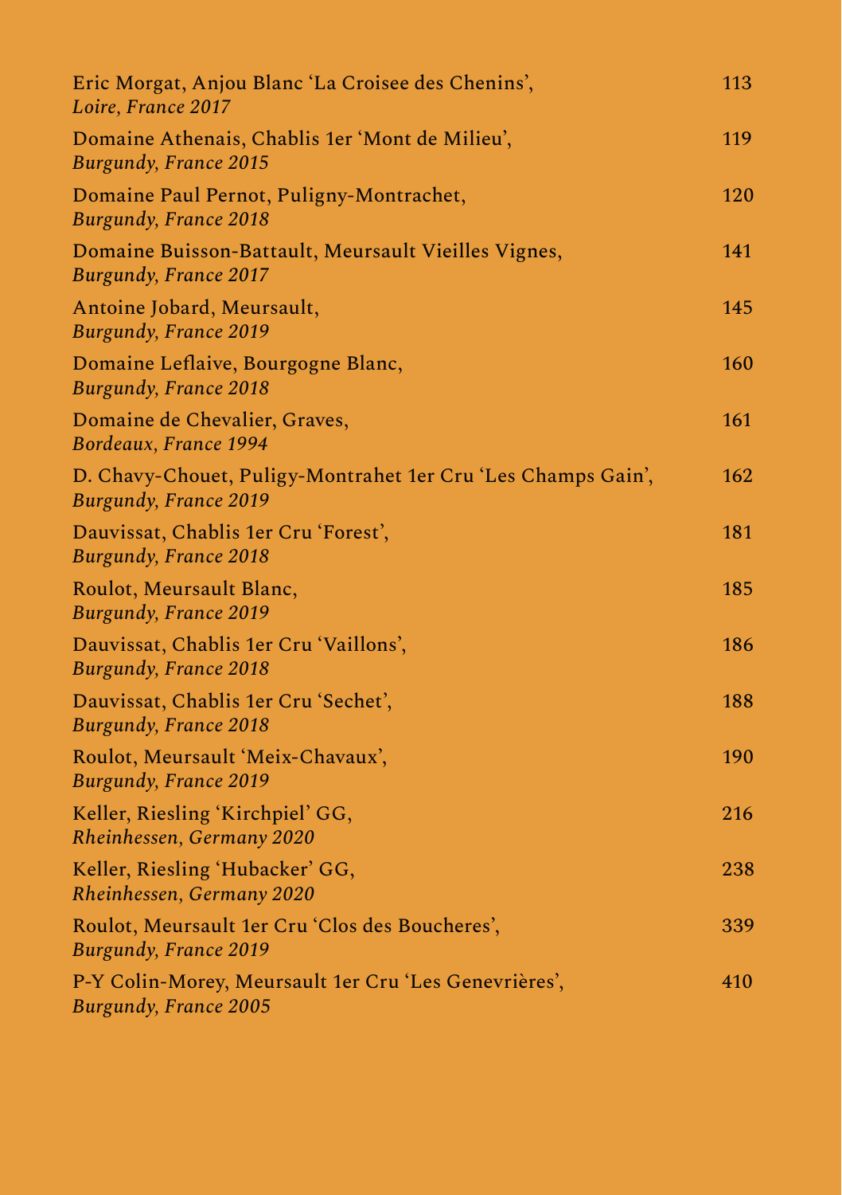| Wine | Price |
| --- | --- |
| Eric Morgat, Anjou Blanc 'La Croisee des Chenins', *Loire, France 2017* | 113 |
| Domaine Athenais, Chablis 1er 'Mont de Milieu', *Burgundy, France 2015* | 119 |
| Domaine Paul Pernot, Puligny-Montrachet, *Burgundy, France 2018* | 120 |
| Domaine Buisson-Battault, Meursault Vieilles Vignes, *Burgundy, France 2017* | 141 |
| Antoine Jobard, Meursault, *Burgundy, France 2019* | 145 |
| Domaine Leflaive, Bourgogne Blanc, *Burgundy, France 2018* | 160 |
| Domaine de Chevalier, Graves, *Bordeaux, France 1994* | 161 |
| D. Chavy-Chouet, Puligy-Montrahet 1er Cru 'Les Champs Gain', *Burgundy, France 2019* | 162 |
| Dauvissat, Chablis 1er Cru 'Forest', *Burgundy, France 2018* | 181 |
| Roulot, Meursault Blanc, *Burgundy, France 2019* | 185 |
| Dauvissat, Chablis 1er Cru 'Vaillons', *Burgundy, France 2018* | 186 |
| Dauvissat, Chablis 1er Cru 'Sechet', *Burgundy, France 2018* | 188 |
| Roulot, Meursault 'Meix-Chavaux', *Burgundy, France 2019* | 190 |
| Keller, Riesling 'Kirchpiel' GG, *Rheinhessen, Germany 2020* | 216 |
| Keller, Riesling 'Hubacker' GG, *Rheinhessen, Germany 2020* | 238 |
| Roulot, Meursault 1er Cru 'Clos des Boucheres', *Burgundy, France 2019* | 339 |
| P-Y Colin-Morey, Meursault 1er Cru 'Les Genevrières', *Burgundy, France 2005* | 410 |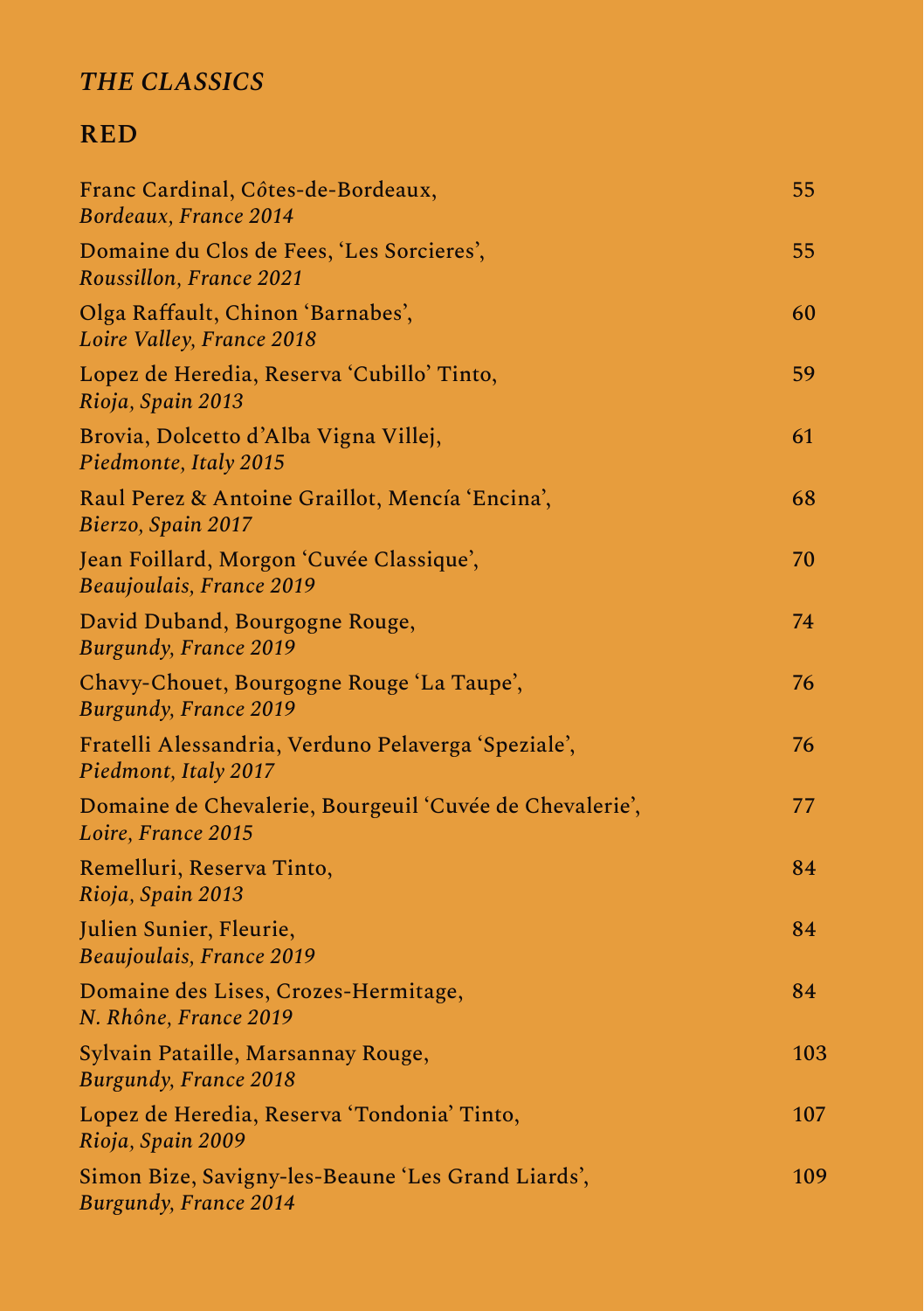## *THE CLASSICS*

### RED

Franc Cardinal, Côtes-de-Bordeaux, 55
*Bordeaux, France 2014*

Domaine du Clos de Fees, 'Les Sorcieres', 55
*Roussillon, France 2021*

Olga Raffault, Chinon 'Barnabes', 60
*Loire Valley, France 2018*

Lopez de Heredia, Reserva 'Cubillo' Tinto, 59
*Rioja, Spain 2013*

Brovia, Dolcetto d'Alba Vigna Villej, 61
*Piedmonte, Italy 2015*

Raul Perez & Antoine Graillot, Mencía 'Encina', 68
*Bierzo, Spain 2017*

Jean Foillard, Morgon 'Cuvée Classique', 70
*Beaujoulais, France 2019*

David Duband, Bourgogne Rouge, 74
*Burgundy, France 2019*

Chavy-Chouet, Bourgogne Rouge 'La Taupe', 76
*Burgundy, France 2019*

Fratelli Alessandria, Verduno Pelaverga 'Speziale', 76
*Piedmont, Italy 2017*

Domaine de Chevalerie, Bourgeuil 'Cuvée de Chevalerie', 77
*Loire, France 2015*

Remelluri, Reserva Tinto, 84
*Rioja, Spain 2013*

Julien Sunier, Fleurie, 84
*Beaujoulais, France 2019*

Domaine des Lises, Crozes-Hermitage, 84
*N. Rhône, France 2019*

Sylvain Pataille, Marsannay Rouge, 103
*Burgundy, France 2018*

Lopez de Heredia, Reserva 'Tondonia' Tinto, 107
*Rioja, Spain 2009*

Simon Bize, Savigny-les-Beaune 'Les Grand Liards', 109
*Burgundy, France 2014*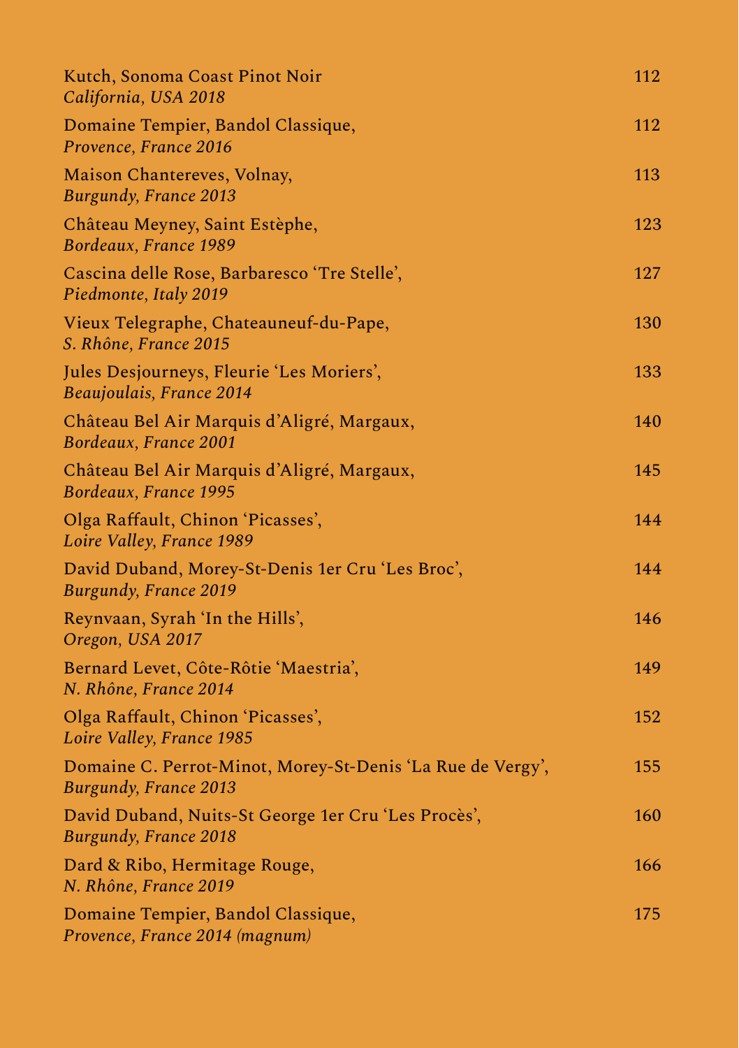Kutch, Sonoma Coast Pinot Noir 112
*California, USA 2018*

Domaine Tempier, Bandol Classique, 112
*Provence, France 2016*

Maison Chantereves, Volnay, 113
*Burgundy, France 2013*

Château Meyney, Saint Estèphe, 123
*Bordeaux, France 1989*

Cascina delle Rose, Barbaresco 'Tre Stelle', 127
*Piedmonte, Italy 2019*

Vieux Telegraphe, Chateauneuf-du-Pape, 130
*S. Rhône, France 2015*

Jules Desjourneys, Fleurie 'Les Moriers', 133
*Beaujoulais, France 2014*

Château Bel Air Marquis d'Aligré, Margaux, 140
*Bordeaux, France 2001*

Château Bel Air Marquis d'Aligré, Margaux, 145
*Bordeaux, France 1995*

Olga Raffault, Chinon 'Picasses', 144
*Loire Valley, France 1989*

David Duband, Morey-St-Denis 1er Cru 'Les Broc', 144
*Burgundy, France 2019*

Reynvaan, Syrah 'In the Hills', 146
*Oregon, USA 2017*

Bernard Levet, Côte-Rôtie 'Maestria', 149
*N. Rhône, France 2014*

Olga Raffault, Chinon 'Picasses', 152
*Loire Valley, France 1985*

Domaine C. Perrot-Minot, Morey-St-Denis 'La Rue de Vergy', 155
*Burgundy, France 2013*

David Duband, Nuits-St George 1er Cru 'Les Procès', 160
*Burgundy, France 2018*

Dard & Ribo, Hermitage Rouge, 166
*N. Rhône, France 2019*

Domaine Tempier, Bandol Classique, 175
*Provence, France 2014 (magnum)*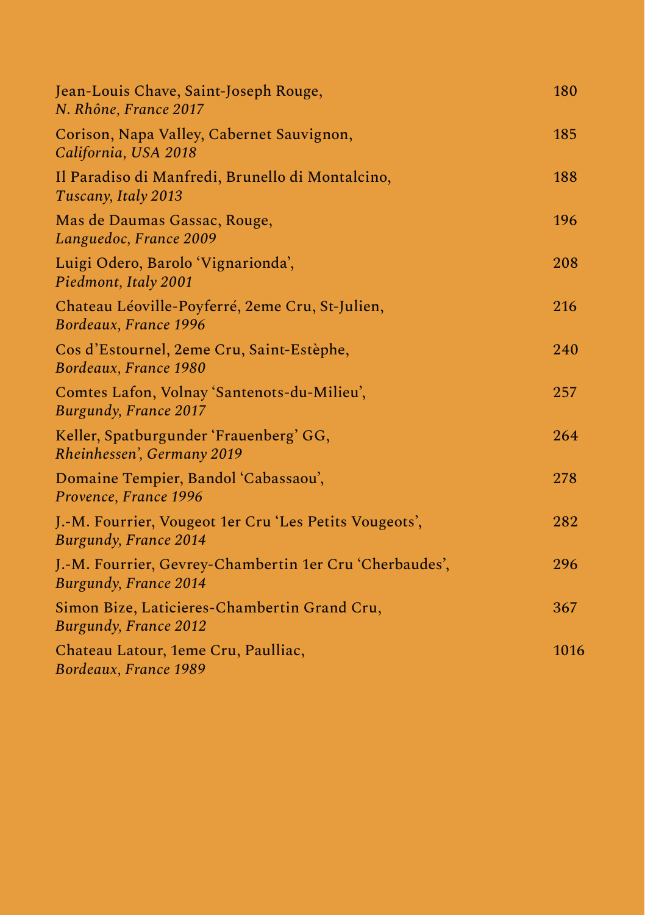Jean-Louis Chave, Saint-Joseph Rouge, 180
*N. Rhône, France 2017*

Corison, Napa Valley, Cabernet Sauvignon, 185
*California, USA 2018*

Il Paradiso di Manfredi, Brunello di Montalcino, 188
*Tuscany, Italy 2013*

Mas de Daumas Gassac, Rouge, 196
*Languedoc, France 2009*

Luigi Odero, Barolo 'Vignarionda', 208
*Piedmont, Italy 2001*

Chateau Léoville-Poyferré, 2eme Cru, St-Julien, 216
*Bordeaux, France 1996*

Cos d'Estournel, 2eme Cru, Saint-Estèphe, 240
*Bordeaux, France 1980*

Comtes Lafon, Volnay 'Santenots-du-Milieu', 257
*Burgundy, France 2017*

Keller, Spatburgunder 'Frauenberg' GG, 264
*Rheinhessen', Germany 2019*

Domaine Tempier, Bandol 'Cabassaou', 278
*Provence, France 1996*

J.-M. Fourrier, Vougeot 1er Cru 'Les Petits Vougeots', 282
*Burgundy, France 2014*

J.-M. Fourrier, Gevrey-Chambertin 1er Cru 'Cherbaudes', 296
*Burgundy, France 2014*

Simon Bize, Laticieres-Chambertin Grand Cru, 367
*Burgundy, France 2012*

Chateau Latour, 1eme Cru, Paulliac, 1016
*Bordeaux, France 1989*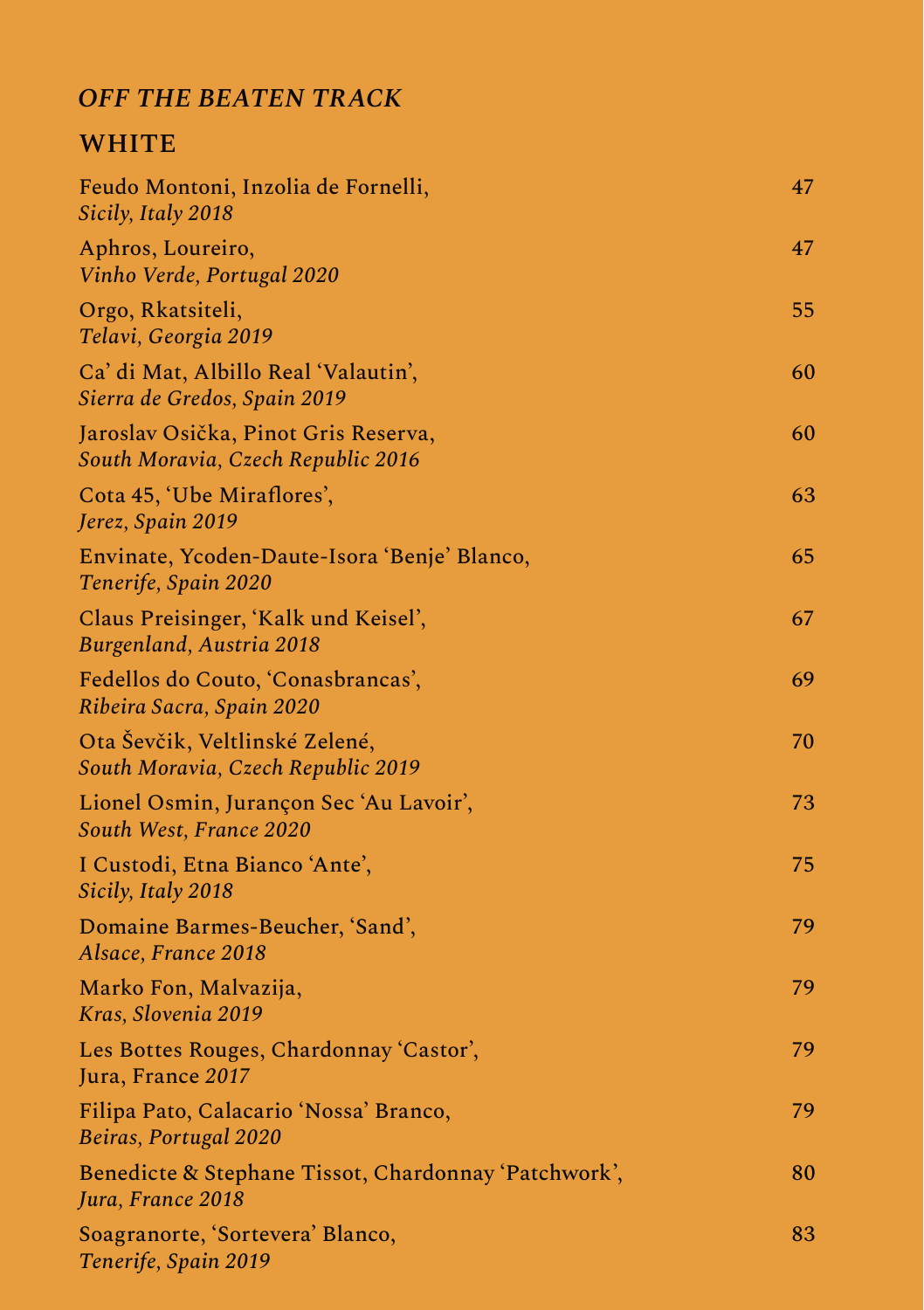## *OFF THE BEATEN TRACK*

### WHITE

| | |
|---|---|
| Feudo Montoni, Inzolia de Fornelli, *Sicily, Italy 2018* | 47 |
| Aphros, Loureiro, *Vinho Verde, Portugal 2020* | 47 |
| Orgo, Rkatsiteli, *Telavi, Georgia 2019* | 55 |
| Ca' di Mat, Albillo Real 'Valautin', *Sierra de Gredos, Spain 2019* | 60 |
| Jaroslav Osička, Pinot Gris Reserva, *South Moravia, Czech Republic 2016* | 60 |
| Cota 45, 'Ube Miraflores', *Jerez, Spain 2019* | 63 |
| Envinate, Ycoden-Daute-Isora 'Benje' Blanco, *Tenerife, Spain 2020* | 65 |
| Claus Preisinger, 'Kalk und Keisel', *Burgenland, Austria 2018* | 67 |
| Fedellos do Couto, 'Conasbrancas', *Ribeira Sacra, Spain 2020* | 69 |
| Ota Ševčik, Veltlinské Zelené, *South Moravia, Czech Republic 2019* | 70 |
| Lionel Osmin, Jurançon Sec 'Au Lavoir', *South West, France 2020* | 73 |
| I Custodi, Etna Bianco 'Ante', *Sicily, Italy 2018* | 75 |
| Domaine Barmes-Beucher, 'Sand', *Alsace, France 2018* | 79 |
| Marko Fon, Malvazija, *Kras, Slovenia 2019* | 79 |
| Les Bottes Rouges, Chardonnay 'Castor', Jura, France *2017* | 79 |
| Filipa Pato, Calacario 'Nossa' Branco, *Beiras, Portugal 2020* | 79 |
| Benedicte & Stephane Tissot, Chardonnay 'Patchwork', *Jura, France 2018* | 80 |
| Soagranorte, 'Sortevera' Blanco, *Tenerife, Spain 2019* | 83 |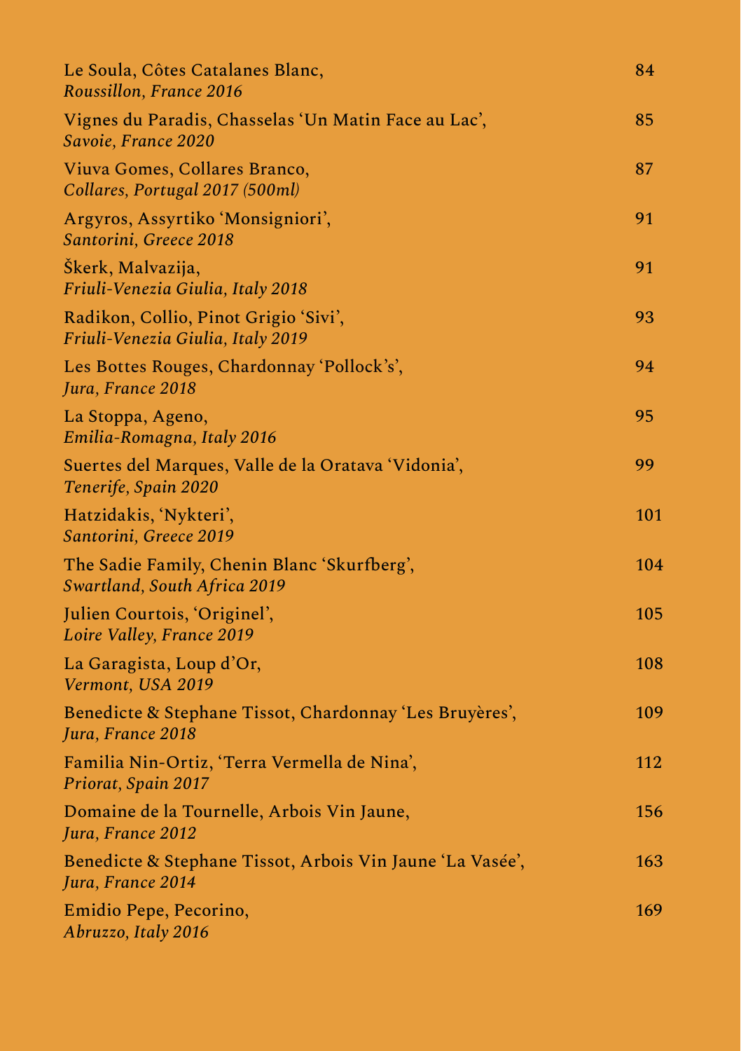| | |
|---|---|
| Le Soula, Côtes Catalanes Blanc,<br>*Roussillon, France 2016* | 84 |
| Vignes du Paradis, Chasselas ‘Un Matin Face au Lac’,<br>*Savoie, France 2020* | 85 |
| Viuva Gomes, Collares Branco,<br>*Collares, Portugal 2017 (500ml)* | 87 |
| Argyros, Assyrtiko ‘Monsigniori’,<br>*Santorini, Greece 2018* | 91 |
| Škerk, Malvazija,<br>*Friuli-Venezia Giulia, Italy 2018* | 91 |
| Radikon, Collio, Pinot Grigio ‘Sivi’,<br>*Friuli-Venezia Giulia, Italy 2019* | 93 |
| Les Bottes Rouges, Chardonnay ‘Pollock’s’,<br>*Jura, France 2018* | 94 |
| La Stoppa, Ageno,<br>*Emilia-Romagna, Italy 2016* | 95 |
| Suertes del Marques, Valle de la Oratava ‘Vidonia’,<br>*Tenerife, Spain 2020* | 99 |
| Hatzidakis, ‘Nykteri’,<br>*Santorini, Greece 2019* | 101 |
| The Sadie Family, Chenin Blanc ‘Skurfberg’,<br>*Swartland, South Africa 2019* | 104 |
| Julien Courtois, ‘Originel’,<br>*Loire Valley, France 2019* | 105 |
| La Garagista, Loup d’Or,<br>*Vermont, USA 2019* | 108 |
| Benedicte & Stephane Tissot, Chardonnay ‘Les Bruyères’,<br>*Jura, France 2018* | 109 |
| Familia Nin-Ortiz, ‘Terra Vermella de Nina’,<br>*Priorat, Spain 2017* | 112 |
| Domaine de la Tournelle, Arbois Vin Jaune,<br>*Jura, France 2012* | 156 |
| Benedicte & Stephane Tissot, Arbois Vin Jaune ‘La Vasée’,<br>*Jura, France 2014* | 163 |
| Emidio Pepe, Pecorino,<br>*Abruzzo, Italy 2016* | 169 |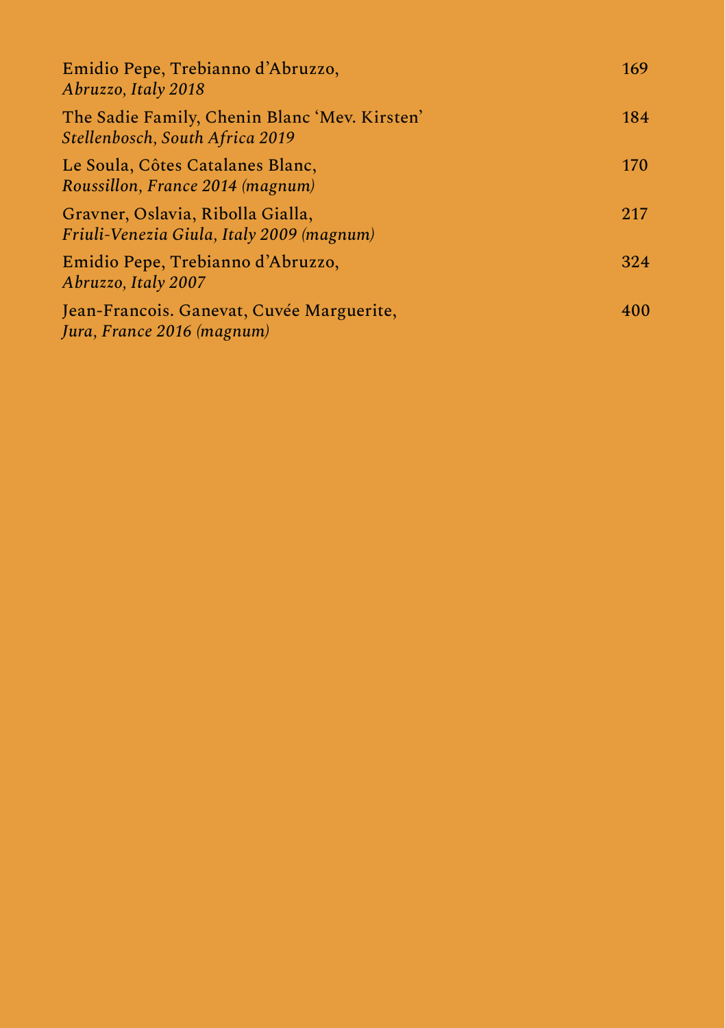Emidio Pepe, Trebianno d’Abruzzo, 169
*Abruzzo, Italy 2018*

The Sadie Family, Chenin Blanc ‘Mev. Kirsten’ 184
*Stellenbosch, South Africa 2019*

Le Soula, Côtes Catalanes Blanc, 170
*Roussillon, France 2014 (magnum)*

Gravner, Oslavia, Ribolla Gialla, 217
*Friuli-Venezia Giula, Italy 2009 (magnum)*

Emidio Pepe, Trebianno d’Abruzzo, 324
*Abruzzo, Italy 2007*

Jean-Francois. Ganevat, Cuvée Marguerite, 400
*Jura, France 2016 (magnum)*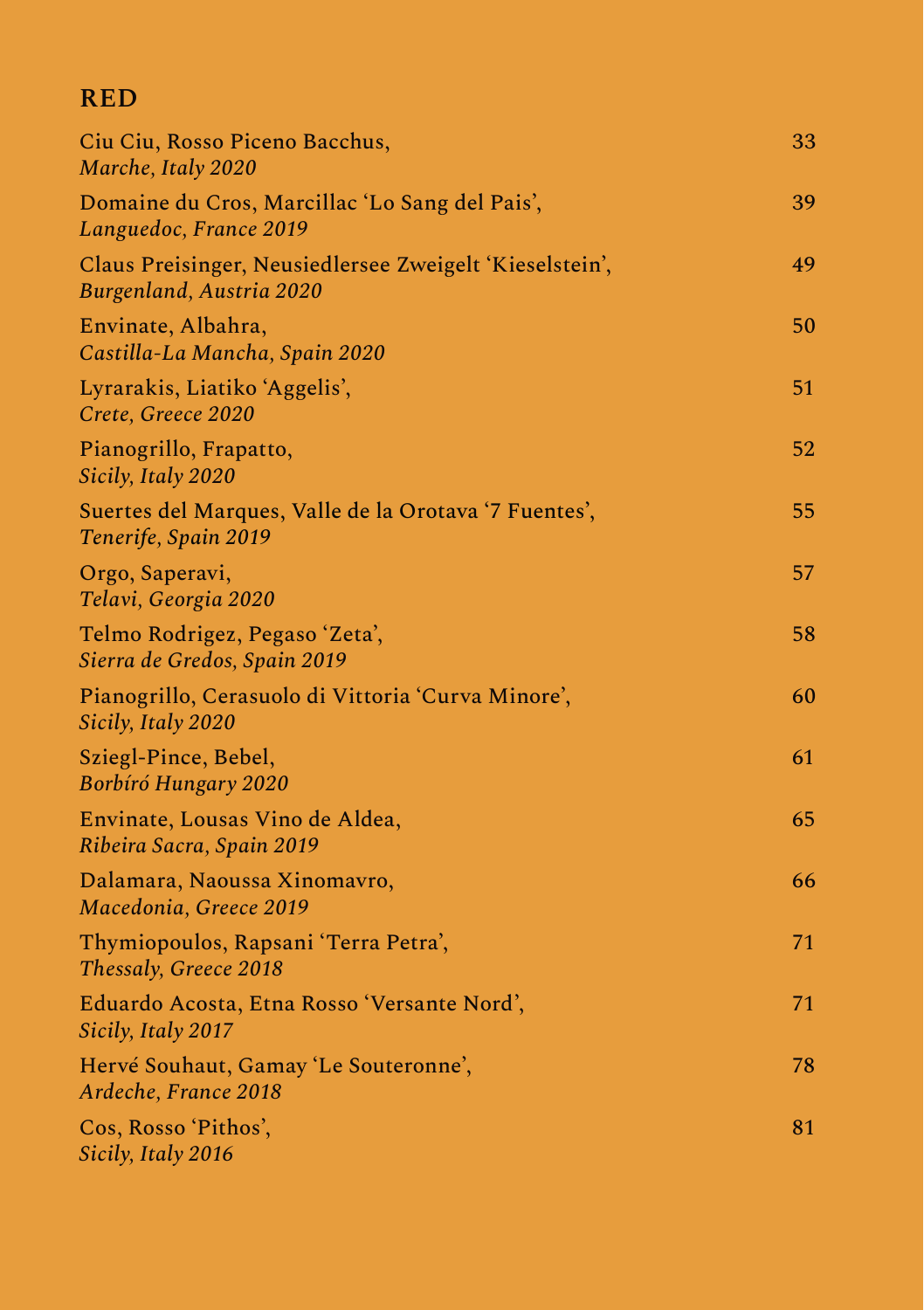## RED

Ciu Ciu, Rosso Piceno Bacchus, 33
*Marche, Italy 2020*

Domaine du Cros, Marcillac 'Lo Sang del Pais', 39
*Languedoc, France 2019*

Claus Preisinger, Neusiedlersee Zweigelt 'Kieselstein', 49
*Burgenland, Austria 2020*

Envinate, Albahra, 50
*Castilla-La Mancha, Spain 2020*

Lyrarakis, Liatiko 'Aggelis', 51
*Crete, Greece 2020*

Pianogrillo, Frapatto, 52
*Sicily, Italy 2020*

Suertes del Marques, Valle de la Orotava '7 Fuentes', 55
*Tenerife, Spain 2019*

Orgo, Saperavi, 57
*Telavi, Georgia 2020*

Telmo Rodrigez, Pegaso 'Zeta', 58
*Sierra de Gredos, Spain 2019*

Pianogrillo, Cerasuolo di Vittoria 'Curva Minore', 60
*Sicily, Italy 2020*

Sziegl-Pince, Bebel, 61
*Borbíró Hungary 2020*

Envinate, Lousas Vino de Aldea, 65
*Ribeira Sacra, Spain 2019*

Dalamara, Naoussa Xinomavro, 66
*Macedonia, Greece 2019*

Thymiopoulos, Rapsani 'Terra Petra', 71
*Thessaly, Greece 2018*

Eduardo Acosta, Etna Rosso 'Versante Nord', 71
*Sicily, Italy 2017*

Hervé Souhaut, Gamay 'Le Souteronne', 78
*Ardeche, France 2018*

Cos, Rosso 'Pithos', 81
*Sicily, Italy 2016*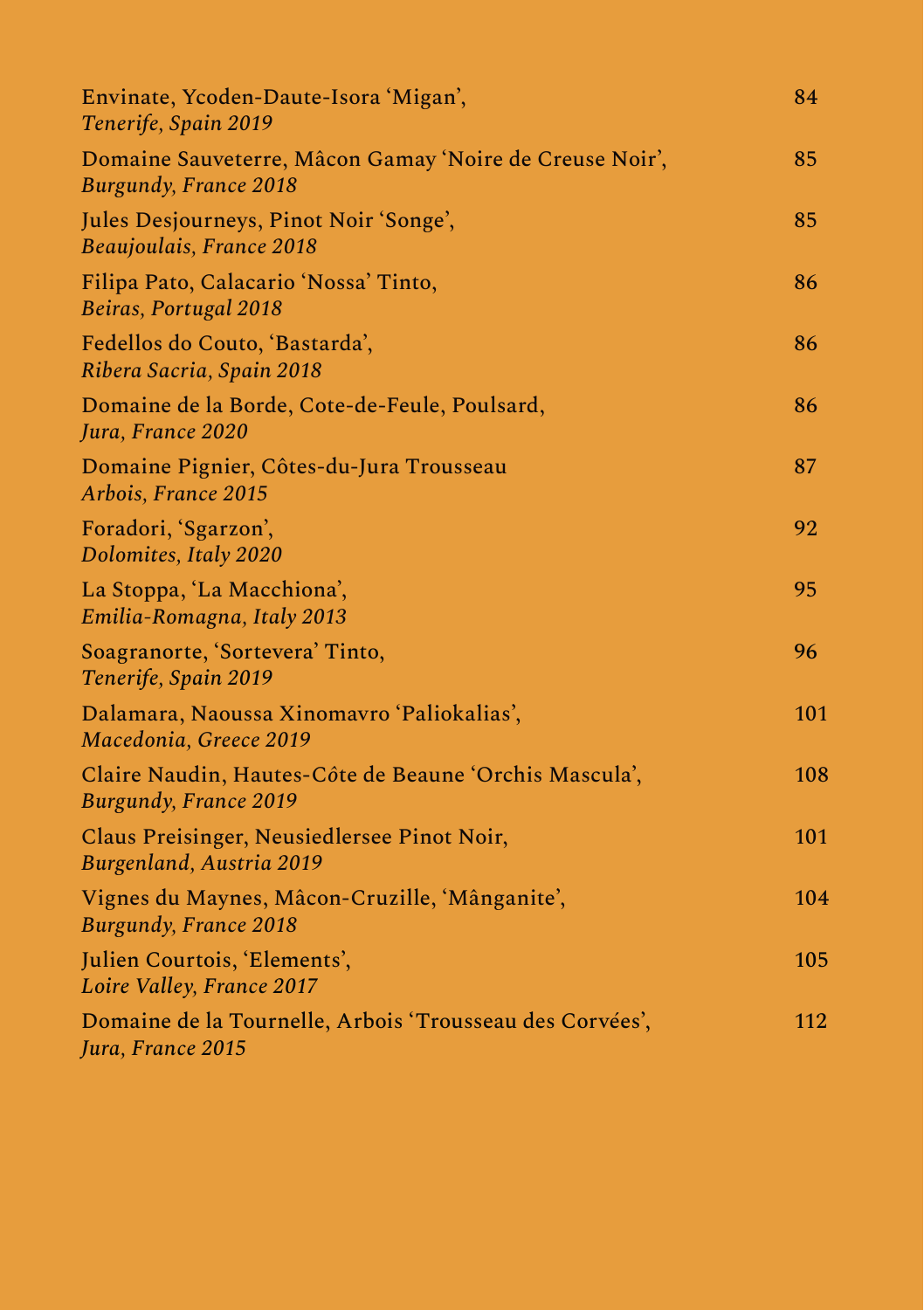| | |
|---|---|
| Envinate, Ycoden-Daute-Isora 'Migan',<br>*Tenerife, Spain 2019* | 84 |
| Domaine Sauveterre, Mâcon Gamay 'Noire de Creuse Noir',<br>*Burgundy, France 2018* | 85 |
| Jules Desjourneys, Pinot Noir 'Songe',<br>*Beaujoulais, France 2018* | 85 |
| Filipa Pato, Calacario 'Nossa' Tinto,<br>*Beiras, Portugal 2018* | 86 |
| Fedellos do Couto, 'Bastarda',<br>*Ribera Sacria, Spain 2018* | 86 |
| Domaine de la Borde, Cote-de-Feule, Poulsard,<br>*Jura, France 2020* | 86 |
| Domaine Pignier, Côtes-du-Jura Trousseau<br>*Arbois, France 2015* | 87 |
| Foradori, 'Sgarzon',<br>*Dolomites, Italy 2020* | 92 |
| La Stoppa, 'La Macchiona',<br>*Emilia-Romagna, Italy 2013* | 95 |
| Soagranorte, 'Sortevera' Tinto,<br>*Tenerife, Spain 2019* | 96 |
| Dalamara, Naoussa Xinomavro 'Paliokalias',<br>*Macedonia, Greece 2019* | 101 |
| Claire Naudin, Hautes-Côte de Beaune 'Orchis Mascula',<br>*Burgundy, France 2019* | 108 |
| Claus Preisinger, Neusiedlersee Pinot Noir,<br>*Burgenland, Austria 2019* | 101 |
| Vignes du Maynes, Mâcon-Cruzille, 'Mânganite',<br>*Burgundy, France 2018* | 104 |
| Julien Courtois, 'Elements',<br>*Loire Valley, France 2017* | 105 |
| Domaine de la Tournelle, Arbois 'Trousseau des Corvées',<br>*Jura, France 2015* | 112 |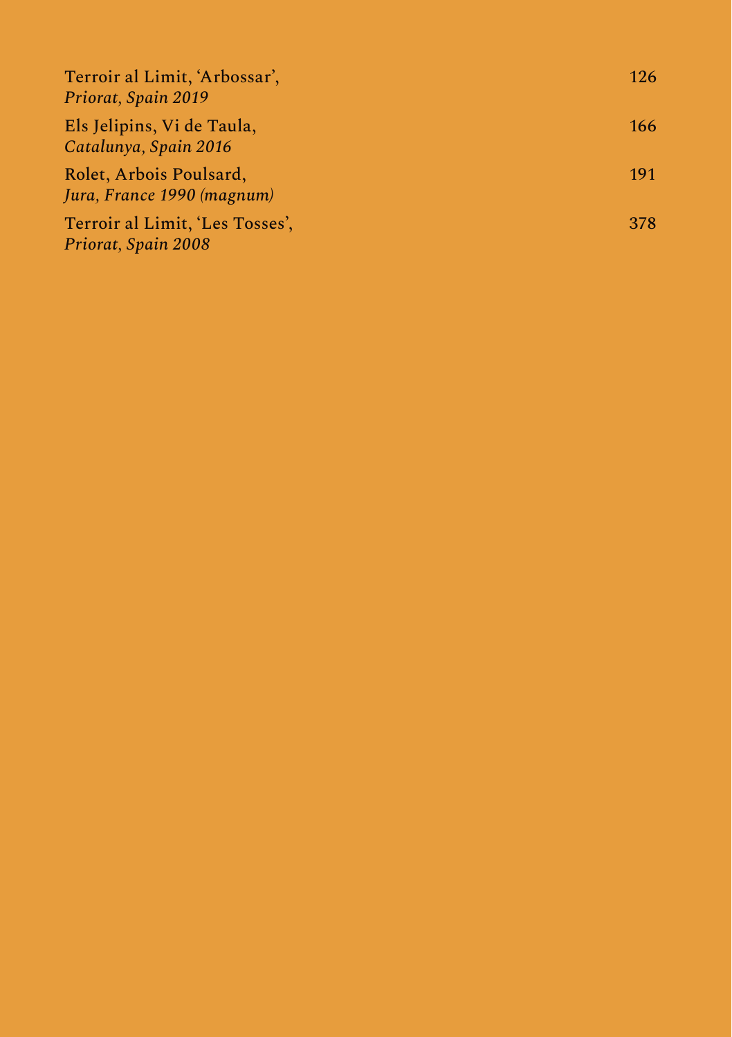Terroir al Limit, 'Arbossar',
*Priorat, Spain 2019* 126

Els Jelipins, Vi de Taula,
*Catalunya, Spain 2016* 166

Rolet, Arbois Poulsard,
*Jura, France 1990 (magnum)* 191

Terroir al Limit, 'Les Tosses',
*Priorat, Spain 2008* 378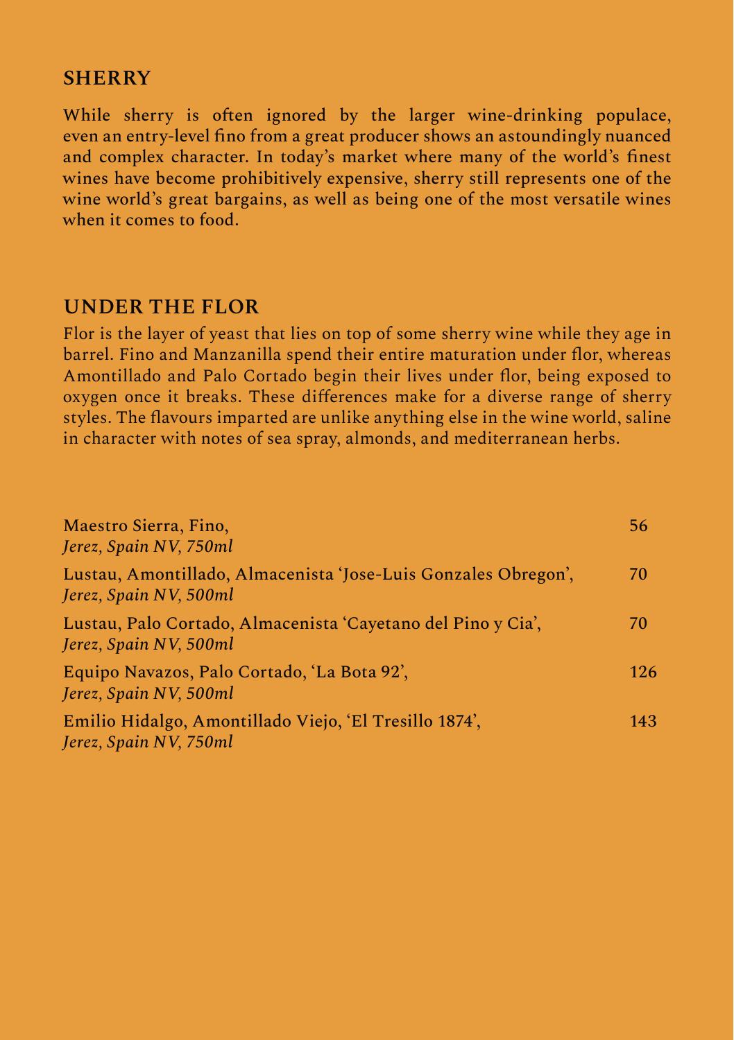## SHERRY

While sherry is often ignored by the larger wine-drinking populace, even an entry-level fino from a great producer shows an astoundingly nuanced and complex character. In today's market where many of the world's finest wines have become prohibitively expensive, sherry still represents one of the wine world's great bargains, as well as being one of the most versatile wines when it comes to food.

## UNDER THE FLOR

Flor is the layer of yeast that lies on top of some sherry wine while they age in barrel. Fino and Manzanilla spend their entire maturation under flor, whereas Amontillado and Palo Cortado begin their lives under flor, being exposed to oxygen once it breaks. These differences make for a diverse range of sherry styles. The flavours imparted are unlike anything else in the wine world, saline in character with notes of sea spray, almonds, and mediterranean herbs.

| | |
|---|---|
| Maestro Sierra, Fino,<br>*Jerez, Spain NV, 750ml* | 56 |
| Lustau, Amontillado, Almacenista 'Jose-Luis Gonzales Obregon',<br>*Jerez, Spain NV, 500ml* | 70 |
| Lustau, Palo Cortado, Almacenista 'Cayetano del Pino y Cia',<br>*Jerez, Spain NV, 500ml* | 70 |
| Equipo Navazos, Palo Cortado, 'La Bota 92',<br>*Jerez, Spain NV, 500ml* | 126 |
| Emilio Hidalgo, Amontillado Viejo, 'El Tresillo 1874',<br>*Jerez, Spain NV, 750ml* | 143 |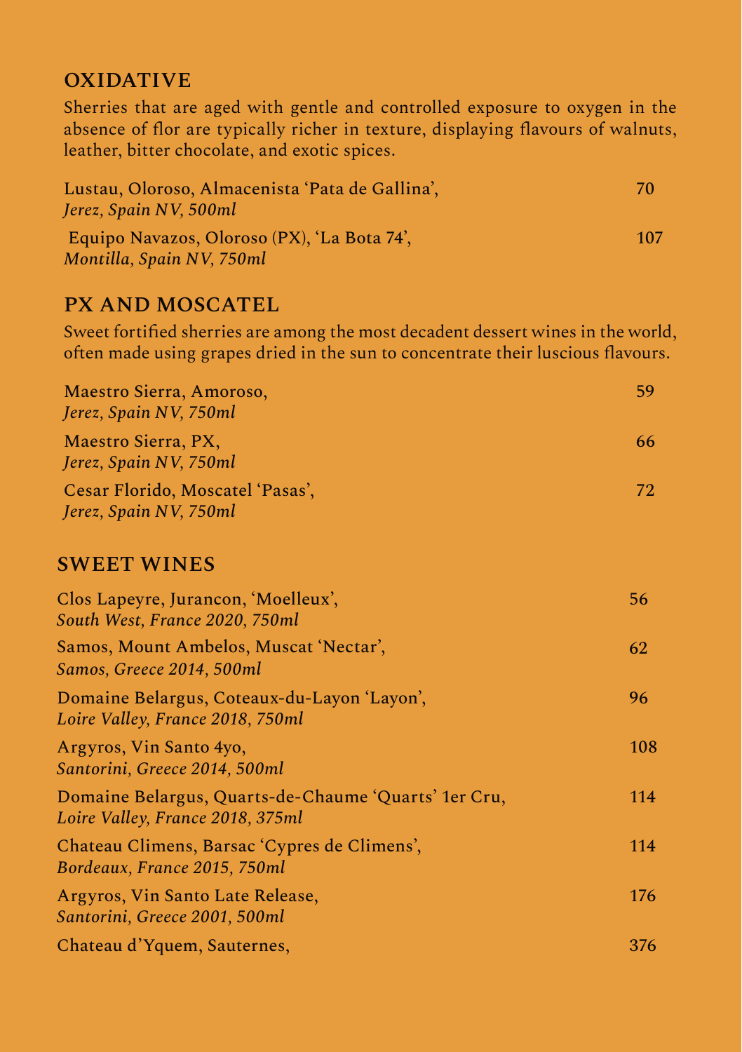## OXIDATIVE

Sherries that are aged with gentle and controlled exposure to oxygen in the absence of flor are typically richer in texture, displaying flavours of walnuts, leather, bitter chocolate, and exotic spices.

| | |
|---|---|
| Lustau, Oloroso, Almacenista 'Pata de Gallina',<br>*Jerez, Spain NV, 500ml* | 70 |
| Equipo Navazos, Oloroso (PX), 'La Bota 74',<br>*Montilla, Spain NV, 750ml* | 107 |

## PX AND MOSCATEL

Sweet fortified sherries are among the most decadent dessert wines in the world, often made using grapes dried in the sun to concentrate their luscious flavours.

| | |
|---|---|
| Maestro Sierra, Amoroso,<br>*Jerez, Spain NV, 750ml* | 59 |
| Maestro Sierra, PX,<br>*Jerez, Spain NV, 750ml* | 66 |
| Cesar Florido, Moscatel 'Pasas',<br>*Jerez, Spain NV, 750ml* | 72 |

## SWEET WINES

| | |
|---|---|
| Clos Lapeyre, Jurancon, 'Moelleux',<br>*South West, France 2020, 750ml* | 56 |
| Samos, Mount Ambelos, Muscat 'Nectar',<br>*Samos, Greece 2014, 500ml* | 62 |
| Domaine Belargus, Coteaux-du-Layon 'Layon',<br>*Loire Valley, France 2018, 750ml* | 96 |
| Argyros, Vin Santo 4yo,<br>*Santorini, Greece 2014, 500ml* | 108 |
| Domaine Belargus, Quarts-de-Chaume 'Quarts' 1er Cru,<br>*Loire Valley, France 2018, 375ml* | 114 |
| Chateau Climens, Barsac 'Cypres de Climens',<br>*Bordeaux, France 2015, 750ml* | 114 |
| Argyros, Vin Santo Late Release,<br>*Santorini, Greece 2001, 500ml* | 176 |
| Chateau d'Yquem, Sauternes, | 376 |